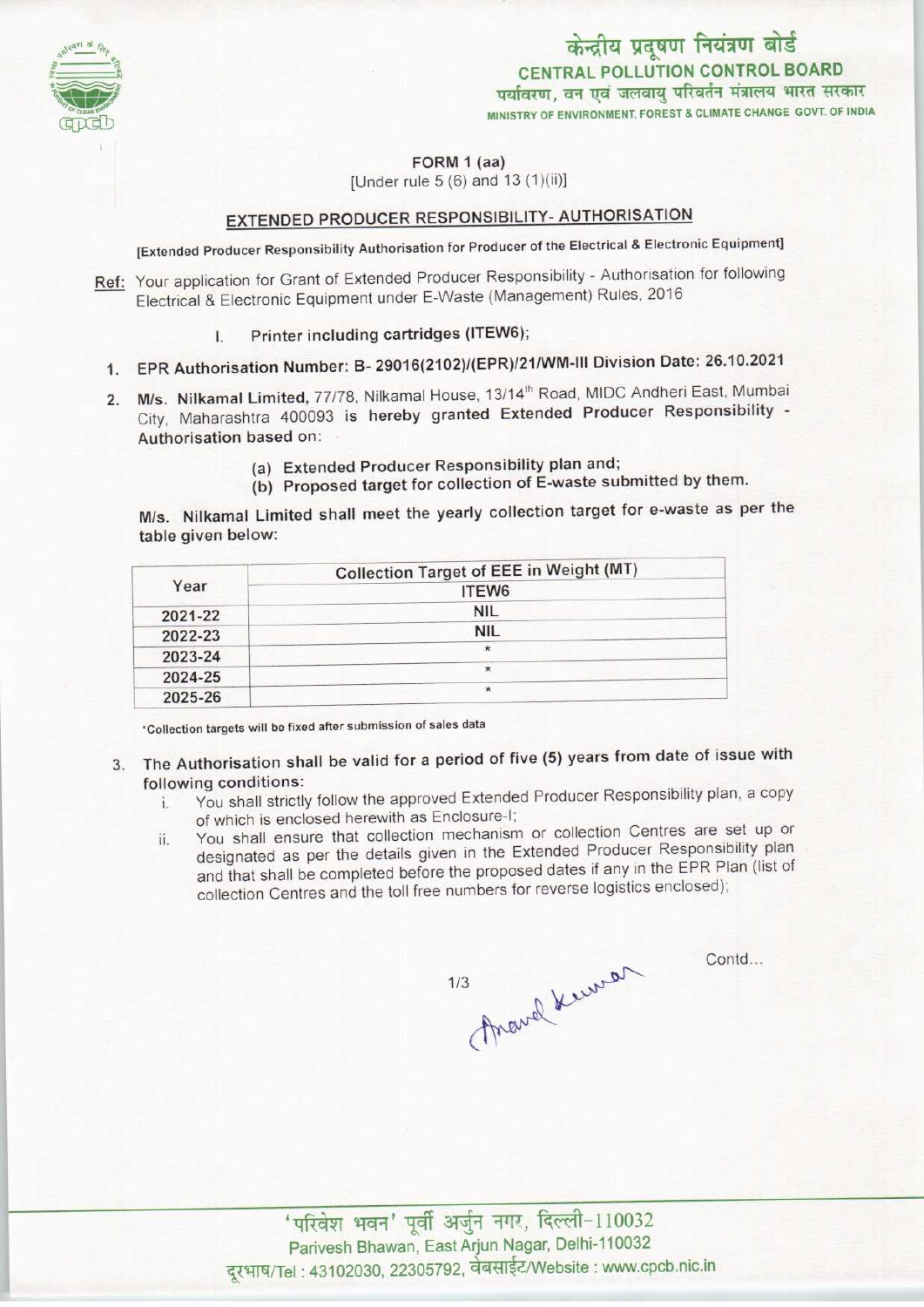# केन्द्रीय प्रदूषण नियंत्रण बोर्ड
## CENTRAL POLLUTION CONTROL BOARD
पर्यावरण, वन एवं जलवायु परिवर्तन मंत्रालय भारत सरकार
MINISTRY OF ENVIRONMENT, FOREST & CLIMATE CHANGE GOVT. OF INDIA

**FORM 1 (aa)**
[Under rule 5 (6) and 13 (1)(ii)]

## EXTENDED PRODUCER RESPONSIBILITY- AUTHORISATION

[Extended Producer Responsibility Authorisation for Producer of the Electrical & Electronic Equipment]

Ref: Your application for Grant of Extended Producer Responsibility - Authorisation for following Electrical & Electronic Equipment under E-Waste (Management) Rules, 2016

I. Printer including cartridges (ITEW6);

1. EPR Authorisation Number: B- 29016(2102)/(EPR)/21/WM-III Division Date: 26.10.2021

2. M/s. Nilkamal Limited, 77/78, Nilkamal House, 13/14th Road, MIDC Andheri East, Mumbai City, Maharashtra 400093 is hereby granted Extended Producer Responsibility - Authorisation based on:

   (a) Extended Producer Responsibility plan and;
   (b) Proposed target for collection of E-waste submitted by them.

M/s. Nilkamal Limited shall meet the yearly collection target for e-waste as per the table given below:

| Year | Collection Target of EEE in Weight (MT) |
|---|---|
| | ITEW6 |
| 2021-22 | NIL |
| 2022-23 | NIL |
| 2023-24 | * |
| 2024-25 | * |
| 2025-26 | * |

*Collection targets will be fixed after submission of sales data

3. The Authorisation shall be valid for a period of five (5) years from date of issue with following conditions:
   i. You shall strictly follow the approved Extended Producer Responsibility plan, a copy of which is enclosed herewith as Enclosure-I;
   ii. You shall ensure that collection mechanism or collection Centres are set up or designated as per the details given in the Extended Producer Responsibility plan and that shall be completed before the proposed dates if any in the EPR Plan (list of collection Centres and the toll free numbers for reverse logistics enclosed);

Contd...

'परिवेश भवन' पूर्वी अर्जुन नगर, दिल्ली-110032
Parivesh Bhawan, East Arjun Nagar, Delhi-110032
दूरभाष/Tel : 43102030, 22305792, वेबसाईट/Website : www.cpcb.nic.in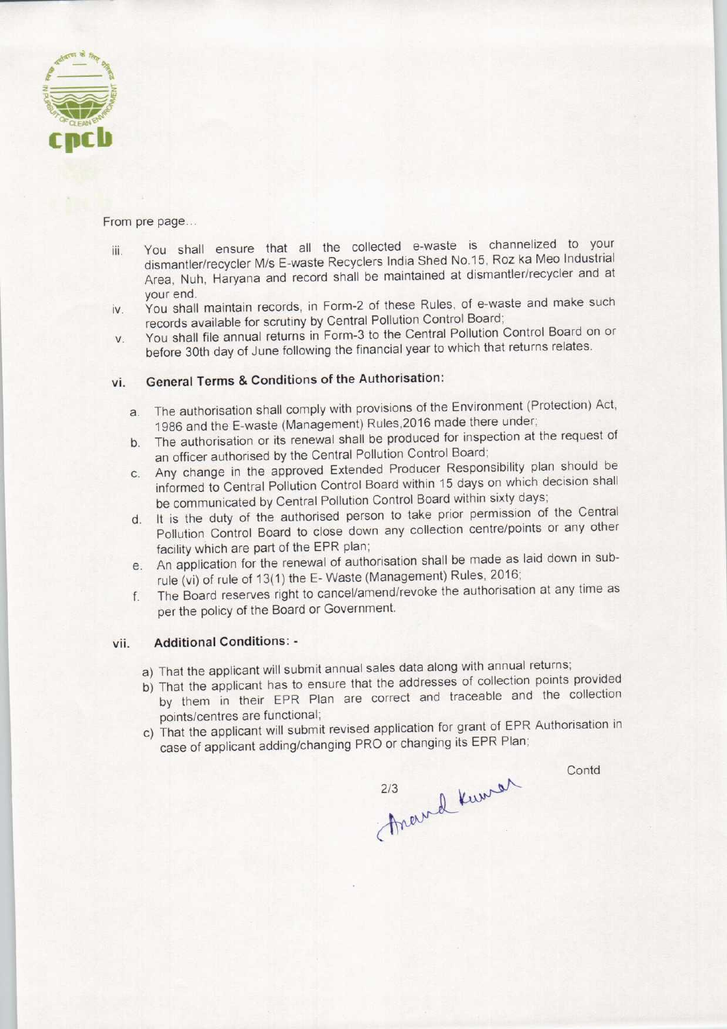From pre page...

iii. You shall ensure that all the collected e-waste is channelized to your dismantler/recycler M/s E-waste Recyclers India Shed No.15, Roz ka Meo Industrial Area, Nuh, Haryana and record shall be maintained at dismantler/recycler and at your end.

iv. You shall maintain records, in Form-2 of these Rules, of e-waste and make such records available for scrutiny by Central Pollution Control Board;

v. You shall file annual returns in Form-3 to the Central Pollution Control Board on or before 30th day of June following the financial year to which that returns relates.

vi. **General Terms & Conditions of the Authorisation:**

  a. The authorisation shall comply with provisions of the Environment (Protection) Act, 1986 and the E-waste (Management) Rules,2016 made there under;
  b. The authorisation or its renewal shall be produced for inspection at the request of an officer authorised by the Central Pollution Control Board;
  c. Any change in the approved Extended Producer Responsibility plan should be informed to Central Pollution Control Board within 15 days on which decision shall be communicated by Central Pollution Control Board within sixty days;
  d. It is the duty of the authorised person to take prior permission of the Central Pollution Control Board to close down any collection centre/points or any other facility which are part of the EPR plan;
  e. An application for the renewal of authorisation shall be made as laid down in sub-rule (vi) of rule of 13(1) the E- Waste (Management) Rules, 2016;
  f. The Board reserves right to cancel/amend/revoke the authorisation at any time as per the policy of the Board or Government.

vii. **Additional Conditions: -**

  a) That the applicant will submit annual sales data along with annual returns;
  b) That the applicant has to ensure that the addresses of collection points provided by them in their EPR Plan are correct and traceable and the collection points/centres are functional;
  c) That the applicant will submit revised application for grant of EPR Authorisation in case of applicant adding/changing PRO or changing its EPR Plan;

Contd

Anand Kumar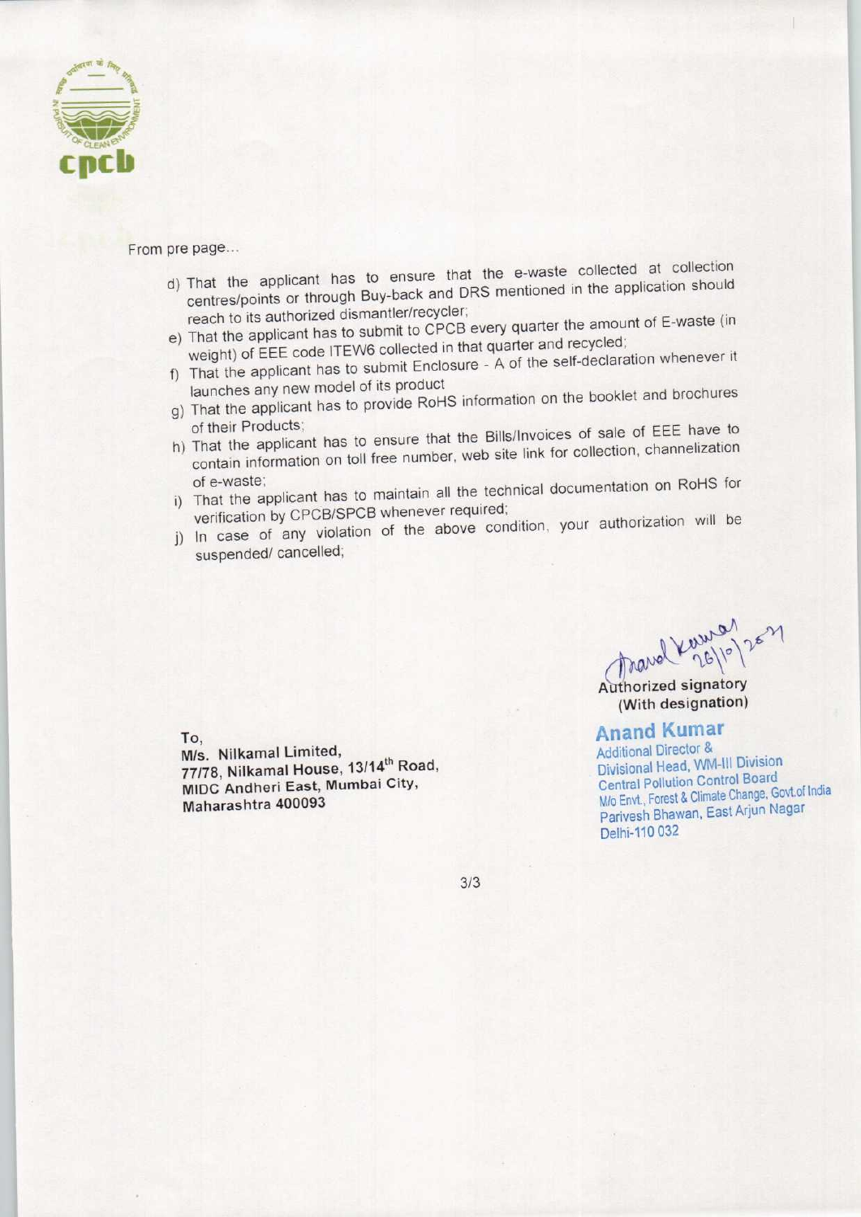From pre page...

d) That the applicant has to ensure that the e-waste collected at collection centres/points or through Buy-back and DRS mentioned in the application should reach to its authorized dismantler/recycler;
e) That the applicant has to submit to CPCB every quarter the amount of E-waste (in weight) of EEE code ITEW6 collected in that quarter and recycled;
f) That the applicant has to submit Enclosure - A of the self-declaration whenever it launches any new model of its product
g) That the applicant has to provide RoHS information on the booklet and brochures of their Products;
h) That the applicant has to ensure that the Bills/Invoices of sale of EEE have to contain information on toll free number, web site link for collection, channelization of e-waste;
i) That the applicant has to maintain all the technical documentation on RoHS for verification by CPCB/SPCB whenever required;
j) In case of any violation of the above condition, your authorization will be suspended/ cancelled;

Anand Kumar 26/10/2021

Authorized signatory
(With designation)

**Anand Kumar**
Additional Director &
Divisional Head, WM-III Division
Central Pollution Control Board
M/o Envt., Forest & Climate Change, Govt.of India
Parivesh Bhawan, East Arjun Nagar
Delhi-110 032

To,
**M/s. Nilkamal Limited,**
**77/78, Nilkamal House, 13/14th Road,**
**MIDC Andheri East, Mumbai City,**
**Maharashtra 400093**